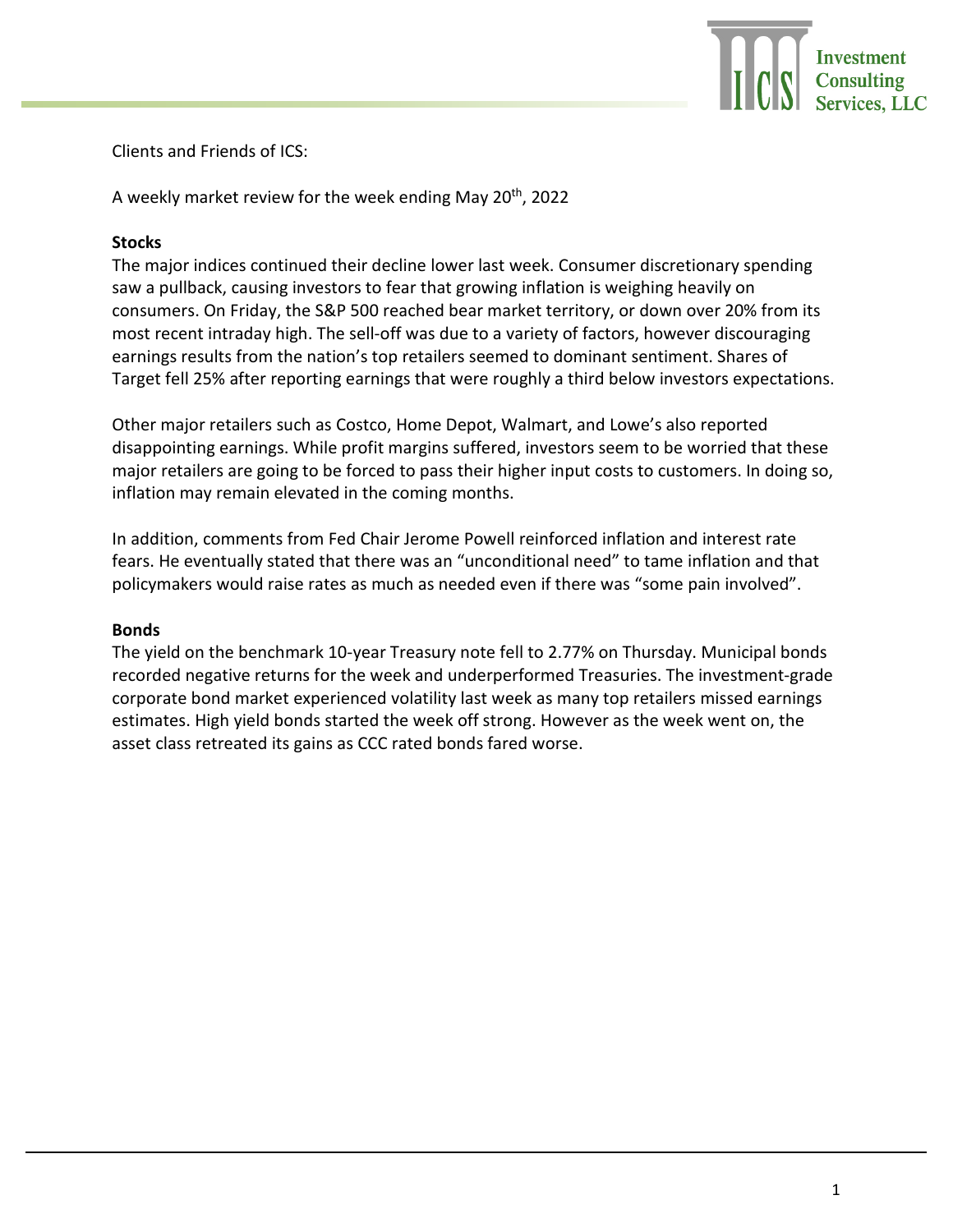Clients and Friends of ICS:

A weekly market review for the week ending May 20th, 2022

**Stocks**

The major indices continued their decline lower last week. Consumer discretionary spending saw a pullback, causing investors to fear that growing inflation is weighing heavily on consumers. On Friday, the S&P 500 reached bear market territory, or down over 20% from its most recent intraday high. The sell-off was due to a variety of factors, however discouraging earnings results from the nation's top retailers seemed to dominant sentiment. Shares of Target fell 25% after reporting earnings that were roughly a third below investors expectations.

Other major retailers such as Costco, Home Depot, Walmart, and Lowe's also reported disappointing earnings. While profit margins suffered, investors seem to be worried that these major retailers are going to be forced to pass their higher input costs to customers. In doing so, inflation may remain elevated in the coming months.

In addition, comments from Fed Chair Jerome Powell reinforced inflation and interest rate fears. He eventually stated that there was an "unconditional need" to tame inflation and that policymakers would raise rates as much as needed even if there was "some pain involved".

**Bonds**

The yield on the benchmark 10-year Treasury note fell to 2.77% on Thursday. Municipal bonds recorded negative returns for the week and underperformed Treasuries. The investment-grade corporate bond market experienced volatility last week as many top retailers missed earnings estimates. High yield bonds started the week off strong. However as the week went on, the asset class retreated its gains as CCC rated bonds fared worse.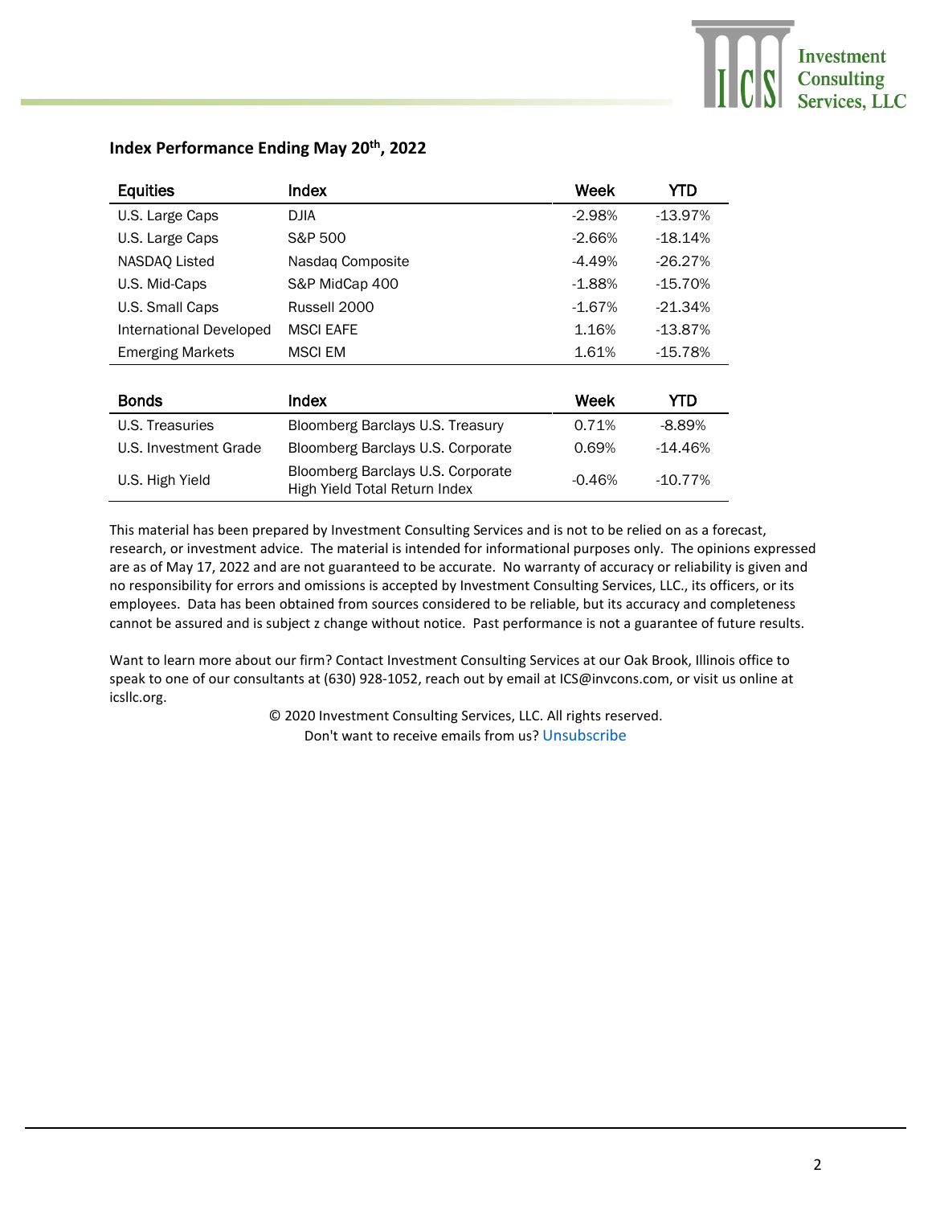### Index Performance Ending May 20th, 2022

| Equities | Index | Week | YTD |
|---|---|---|---|
| U.S. Large Caps | DJIA | -2.98% | -13.97% |
| U.S. Large Caps | S&P 500 | -2.66% | -18.14% |
| NASDAQ Listed | Nasdaq Composite | -4.49% | -26.27% |
| U.S. Mid-Caps | S&P MidCap 400 | -1.88% | -15.70% |
| U.S. Small Caps | Russell 2000 | -1.67% | -21.34% |
| International Developed | MSCI EAFE | 1.16% | -13.87% |
| Emerging Markets | MSCI EM | 1.61% | -15.78% |

| Bonds | Index | Week | YTD |
|---|---|---|---|
| U.S. Treasuries | Bloomberg Barclays U.S. Treasury | 0.71% | -8.89% |
| U.S. Investment Grade | Bloomberg Barclays U.S. Corporate | 0.69% | -14.46% |
| U.S. High Yield | Bloomberg Barclays U.S. Corporate High Yield Total Return Index | -0.46% | -10.77% |

This material has been prepared by Investment Consulting Services and is not to be relied on as a forecast, research, or investment advice. The material is intended for informational purposes only. The opinions expressed are as of May 17, 2022 and are not guaranteed to be accurate. No warranty of accuracy or reliability is given and no responsibility for errors and omissions is accepted by Investment Consulting Services, LLC., its officers, or its employees. Data has been obtained from sources considered to be reliable, but its accuracy and completeness cannot be assured and is subject z change without notice. Past performance is not a guarantee of future results.

Want to learn more about our firm? Contact Investment Consulting Services at our Oak Brook, Illinois office to speak to one of our consultants at (630) 928-1052, reach out by email at ICS@invcons.com, or visit us online at icsllc.org.

© 2020 Investment Consulting Services, LLC. All rights reserved.

Don't want to receive emails from us? Unsubscribe